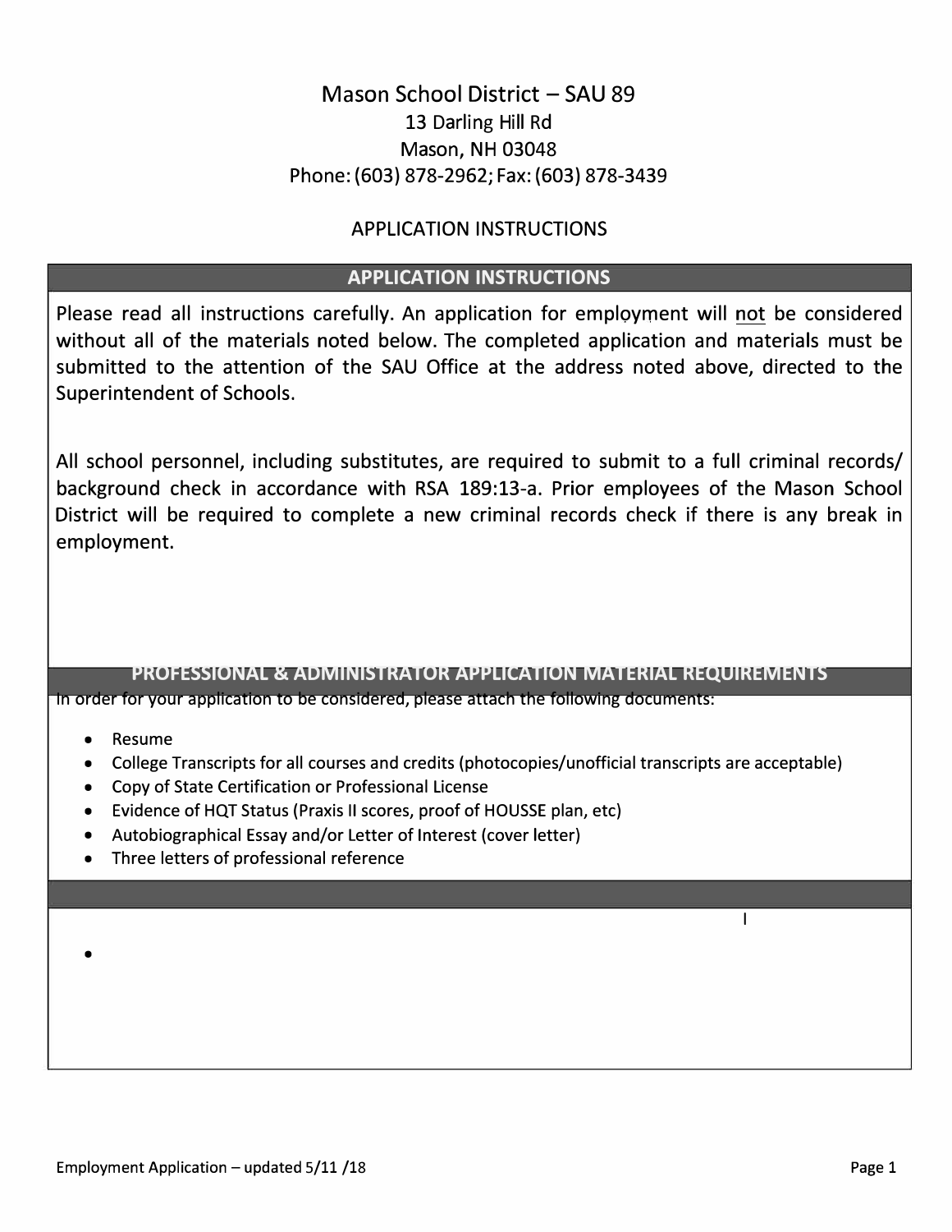# Mason School District – SAU 89

13 Darling Hill Rd
Mason, NH 03048
Phone: (603) 878-2962; Fax: (603) 878-3439

## APPLICATION INSTRUCTIONS

### APPLICATION INSTRUCTIONS

Please read all instructions carefully. An application for employment will not be considered without all of the materials noted below. The completed application and materials must be submitted to the attention of the SAU Office at the address noted above, directed to the Superintendent of Schools.

All school personnel, including substitutes, are required to submit to a full criminal records/ background check in accordance with RSA 189:13-a. Prior employees of the Mason School District will be required to complete a new criminal records check if there is any break in employment.

### PROFESSIONAL & ADMINISTRATOR APPLICATION MATERIAL REQUIREMENTS

In order for your application to be considered, please attach the following documents:

- Resume
- College Transcripts for all courses and credits (photocopies/unofficial transcripts are acceptable)
- Copy of State Certification or Professional License
- Evidence of HQT Status (Praxis II scores, proof of HOUSSE plan, etc)
- Autobiographical Essay and/or Letter of Interest (cover letter)
- Three letters of professional reference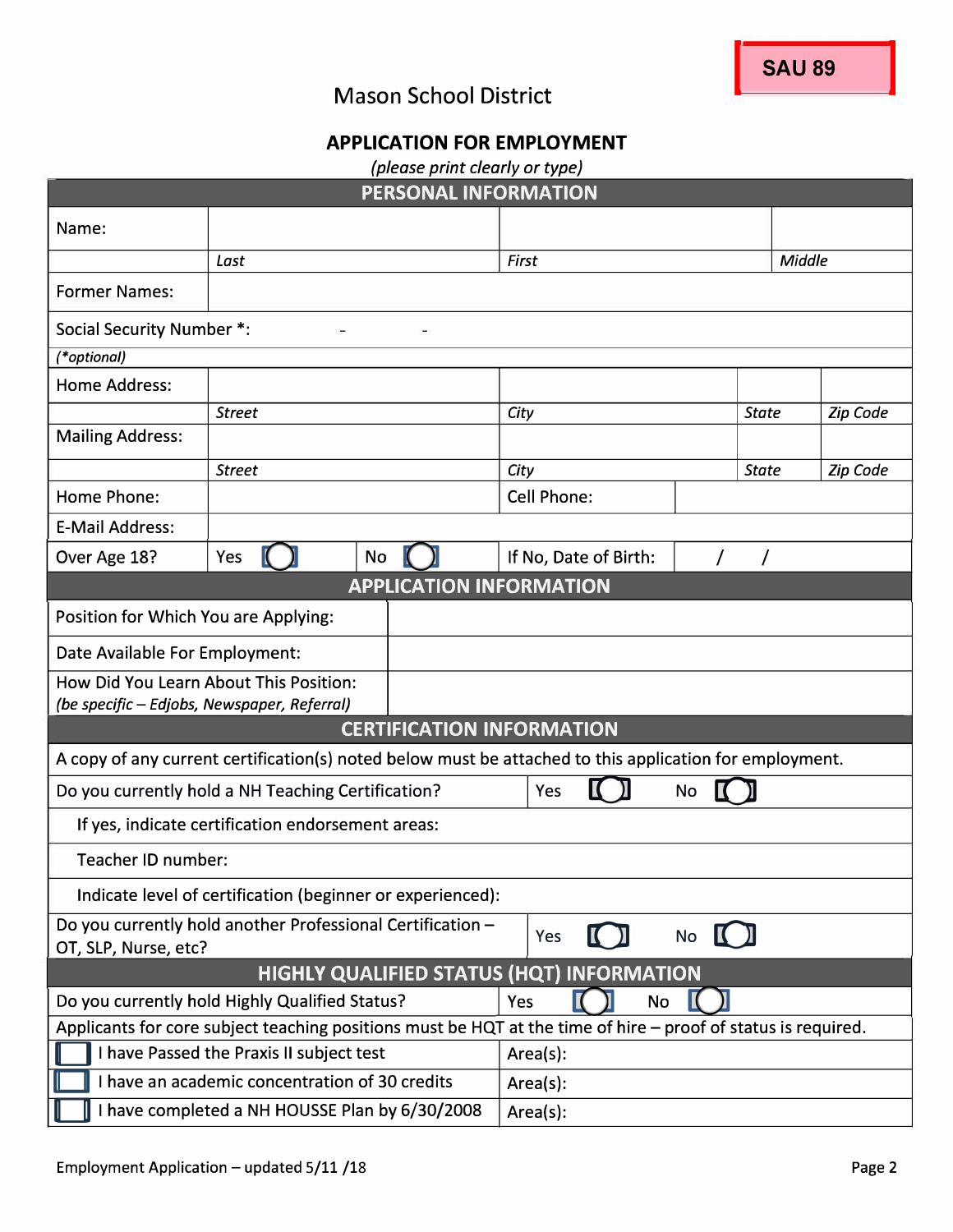SAU 89

# Mason School District

## APPLICATION FOR EMPLOYMENT

*(please print clearly or type)*

| PERSONAL INFORMATION | | | | |
|---|---|---|---|---|
| Name: | | | | |
| | *Last* | *First* | | *Middle* |
| Former Names: | | | | |
| Social Security Number *: | - - | | | |
| *(*optional)* | | | | |
| Home Address: | | | | |
| | *Street* | *City* | *State* | *Zip Code* |
| Mailing Address: | | | | |
| | *Street* | *City* | *State* | *Zip Code* |
| Home Phone: | | Cell Phone: | | |
| E-Mail Address: | | | | |
| Over Age 18? | Yes ◯ No ◯ | If No, Date of Birth: | / / | |

| APPLICATION INFORMATION | |
|---|---|
| Position for Which You are Applying: | |
| Date Available For Employment: | |
| How Did You Learn About This Position: *(be specific – Edjobs, Newspaper, Referral)* | |

| CERTIFICATION INFORMATION | |
|---|---|
| A copy of any current certification(s) noted below must be attached to this application for employment. | |
| Do you currently hold a NH Teaching Certification? | Yes ◯ No ◯ |
| If yes, indicate certification endorsement areas: | |
| Teacher ID number: | |
| Indicate level of certification (beginner or experienced): | |
| Do you currently hold another Professional Certification – OT, SLP, Nurse, etc? | Yes ◯ No ◯ |

| HIGHLY QUALIFIED STATUS (HQT) INFORMATION | |
|---|---|
| Do you currently hold Highly Qualified Status? | Yes ◯ No ◯ |
| Applicants for core subject teaching positions must be HQT at the time of hire – proof of status is required. | |
| ☐ I have Passed the Praxis II subject test | Area(s): |
| ☐ I have an academic concentration of 30 credits | Area(s): |
| ☐ I have completed a NH HOUSSE Plan by 6/30/2008 | Area(s): |

Employment Application – updated 5/11 /18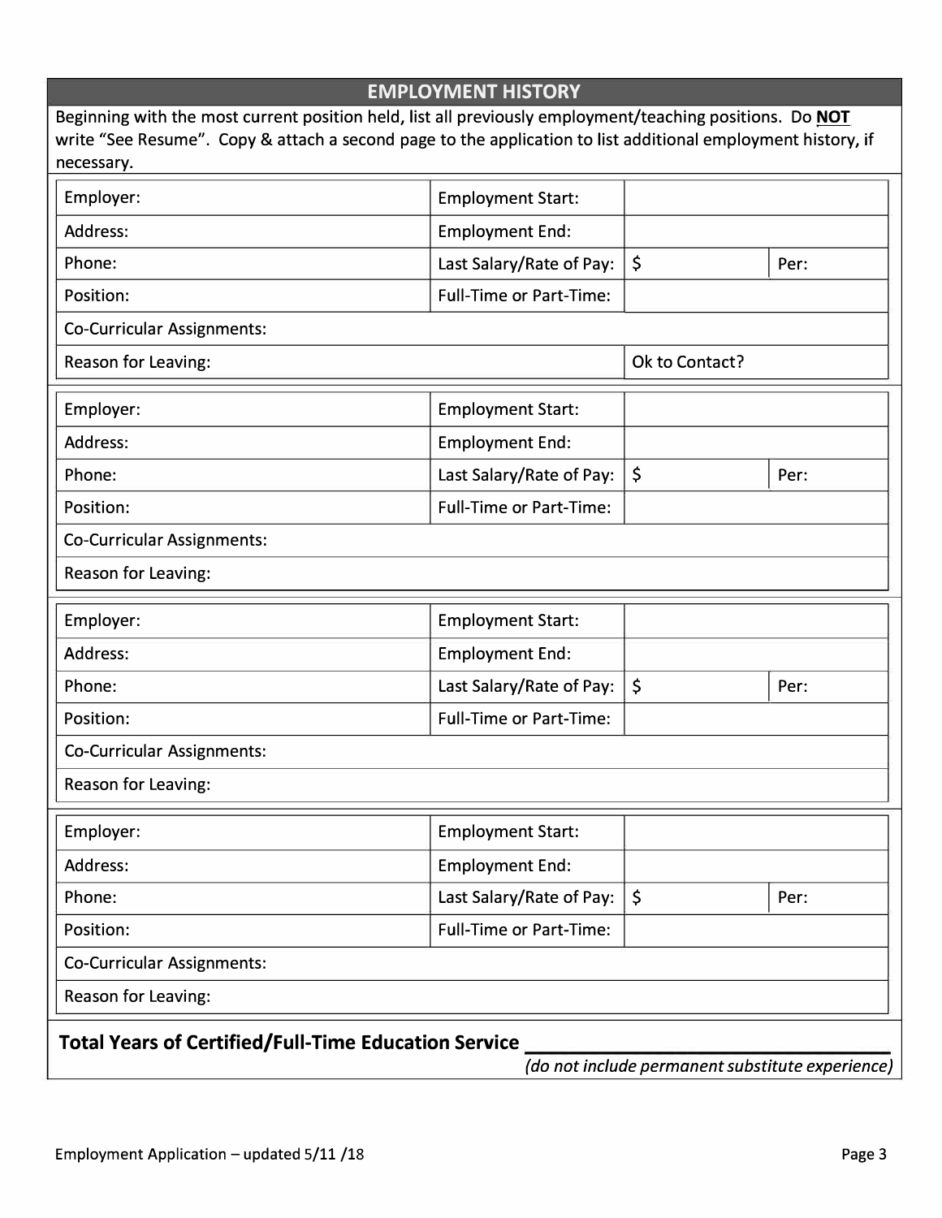## EMPLOYMENT HISTORY

Beginning with the most current position held, list all previously employment/teaching positions. Do **NOT** write "See Resume". Copy & attach a second page to the application to list additional employment history, if necessary.

| | | | |
|---|---|---|---|
| Employer: | Employment Start: | | |
| Address: | Employment End: | | |
| Phone: | Last Salary/Rate of Pay: | $ | Per: |
| Position: | Full-Time or Part-Time: | | |
| Co-Curricular Assignments: | | | |
| Reason for Leaving: | | Ok to Contact? | |

| | | | |
|---|---|---|---|
| Employer: | Employment Start: | | |
| Address: | Employment End: | | |
| Phone: | Last Salary/Rate of Pay: | $ | Per: |
| Position: | Full-Time or Part-Time: | | |
| Co-Curricular Assignments: | | | |
| Reason for Leaving: | | | |

| | | | |
|---|---|---|---|
| Employer: | Employment Start: | | |
| Address: | Employment End: | | |
| Phone: | Last Salary/Rate of Pay: | $ | Per: |
| Position: | Full-Time or Part-Time: | | |
| Co-Curricular Assignments: | | | |
| Reason for Leaving: | | | |

| | | | |
|---|---|---|---|
| Employer: | Employment Start: | | |
| Address: | Employment End: | | |
| Phone: | Last Salary/Rate of Pay: | $ | Per: |
| Position: | Full-Time or Part-Time: | | |
| Co-Curricular Assignments: | | | |
| Reason for Leaving: | | | |

**Total Years of Certified/Full-Time Education Service** ______________________________

*(do not include permanent substitute experience)*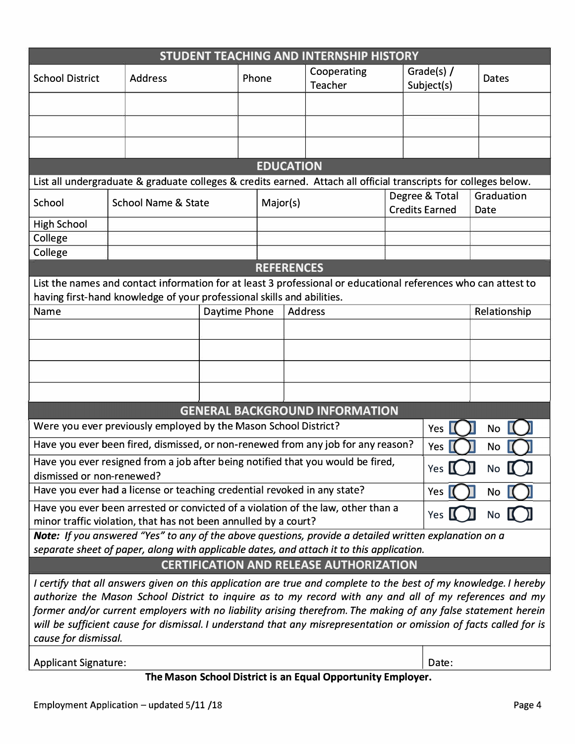## STUDENT TEACHING AND INTERNSHIP HISTORY

| School District | Address | Phone | Cooperating Teacher | Grade(s) / Subject(s) | Dates |
|---|---|---|---|---|---|
| | | | | | |
| | | | | | |
| | | | | | |

## EDUCATION

List all undergraduate & graduate colleges & credits earned. Attach all official transcripts for colleges below.

| School | School Name & State | Major(s) | Degree & Total Credits Earned | Graduation Date |
|---|---|---|---|---|
| High School | | | | |
| College | | | | |
| College | | | | |

## REFERENCES

List the names and contact information for at least 3 professional or educational references who can attest to having first-hand knowledge of your professional skills and abilities.

| Name | Daytime Phone | Address | Relationship |
|---|---|---|---|
| | | | |
| | | | |
| | | | |
| | | | |

## GENERAL BACKGROUND INFORMATION

| | | |
|---|---|---|
| Were you ever previously employed by the Mason School District? | Yes ☐ | No ☐ |
| Have you ever been fired, dismissed, or non-renewed from any job for any reason? | Yes ☐ | No ☐ |
| Have you ever resigned from a job after being notified that you would be fired, dismissed or non-renewed? | Yes ☐ | No ☐ |
| Have you ever had a license or teaching credential revoked in any state? | Yes ☐ | No ☐ |
| Have you ever been arrested or convicted of a violation of the law, other than a minor traffic violation, that has not been annulled by a court? | Yes ☐ | No ☐ |

***Note:*** *If you answered "Yes" to any of the above questions, provide a detailed written explanation on a separate sheet of paper, along with applicable dates, and attach it to this application.*

## CERTIFICATION AND RELEASE AUTHORIZATION

*I certify that all answers given on this application are true and complete to the best of my knowledge. I hereby authorize the Mason School District to inquire as to my record with any and all of my references and my former and/or current employers with no liability arising therefrom. The making of any false statement herein will be sufficient cause for dismissal. I understand that any misrepresentation or omission of facts called for is cause for dismissal.*

| | |
|---|---|
| Applicant Signature: | Date: |

**The Mason School District is an Equal Opportunity Employer.**

Employment Application – updated 5/11 /18